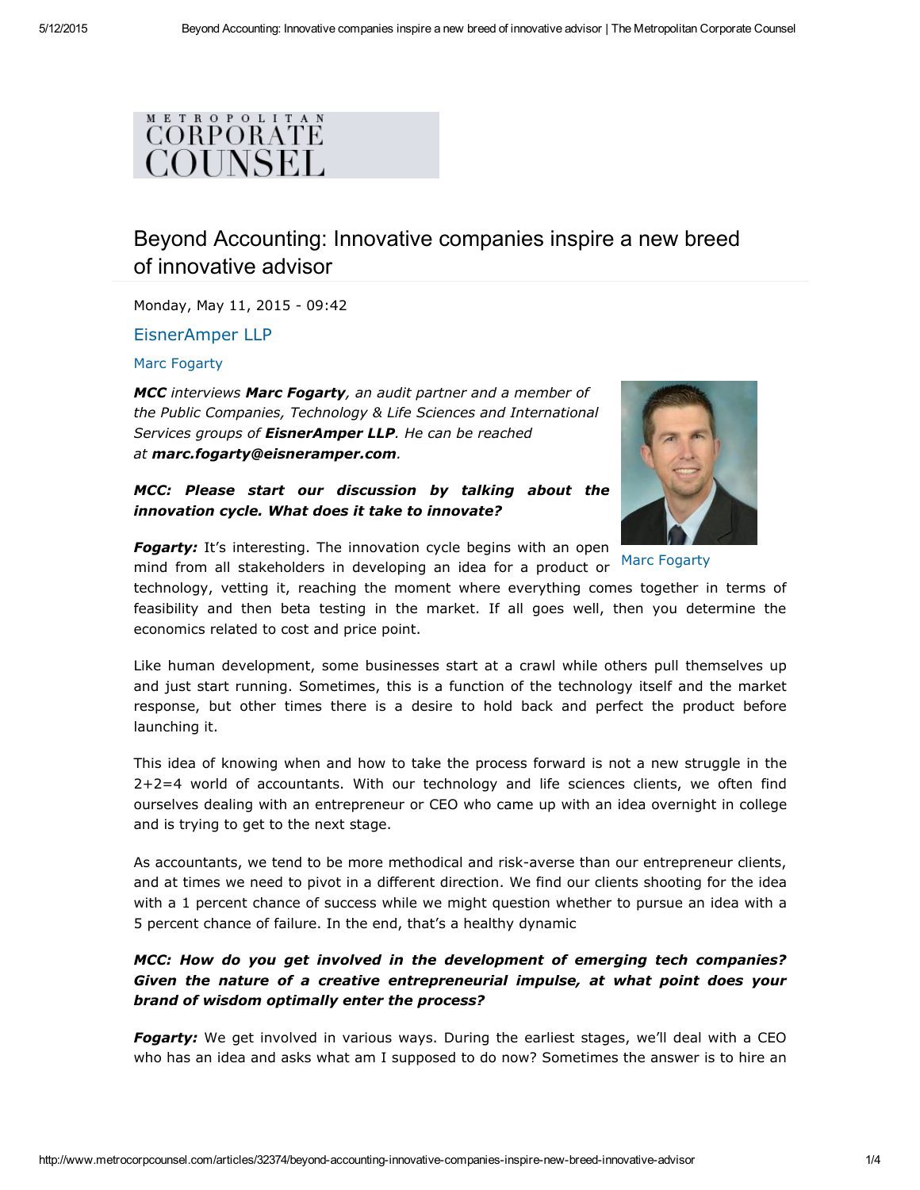METROPOLITAN CORPORATE COUNSEL

# Beyond Accounting: Innovative companies inspire a new breed of innovative advisor

Monday, May 11, 2015 - 09:42

EisnerAmper LLP

Marc Fogarty

***MCC** interviews **Marc Fogarty**, an audit partner and a member of the Public Companies, Technology & Life Sciences and International Services groups of **EisnerAmper LLP**. He can be reached at **marc.fogarty@eisneramper.com**.*

Marc Fogarty

***MCC: Please start our discussion by talking about the innovation cycle. What does it take to innovate?***

***Fogarty:*** It's interesting. The innovation cycle begins with an open mind from all stakeholders in developing an idea for a product or technology, vetting it, reaching the moment where everything comes together in terms of feasibility and then beta testing in the market. If all goes well, then you determine the economics related to cost and price point.

Like human development, some businesses start at a crawl while others pull themselves up and just start running. Sometimes, this is a function of the technology itself and the market response, but other times there is a desire to hold back and perfect the product before launching it.

This idea of knowing when and how to take the process forward is not a new struggle in the 2+2=4 world of accountants. With our technology and life sciences clients, we often find ourselves dealing with an entrepreneur or CEO who came up with an idea overnight in college and is trying to get to the next stage.

As accountants, we tend to be more methodical and risk-averse than our entrepreneur clients, and at times we need to pivot in a different direction. We find our clients shooting for the idea with a 1 percent chance of success while we might question whether to pursue an idea with a 5 percent chance of failure. In the end, that's a healthy dynamic

***MCC: How do you get involved in the development of emerging tech companies? Given the nature of a creative entrepreneurial impulse, at what point does your brand of wisdom optimally enter the process?***

***Fogarty:*** We get involved in various ways. During the earliest stages, we'll deal with a CEO who has an idea and asks what am I supposed to do now? Sometimes the answer is to hire an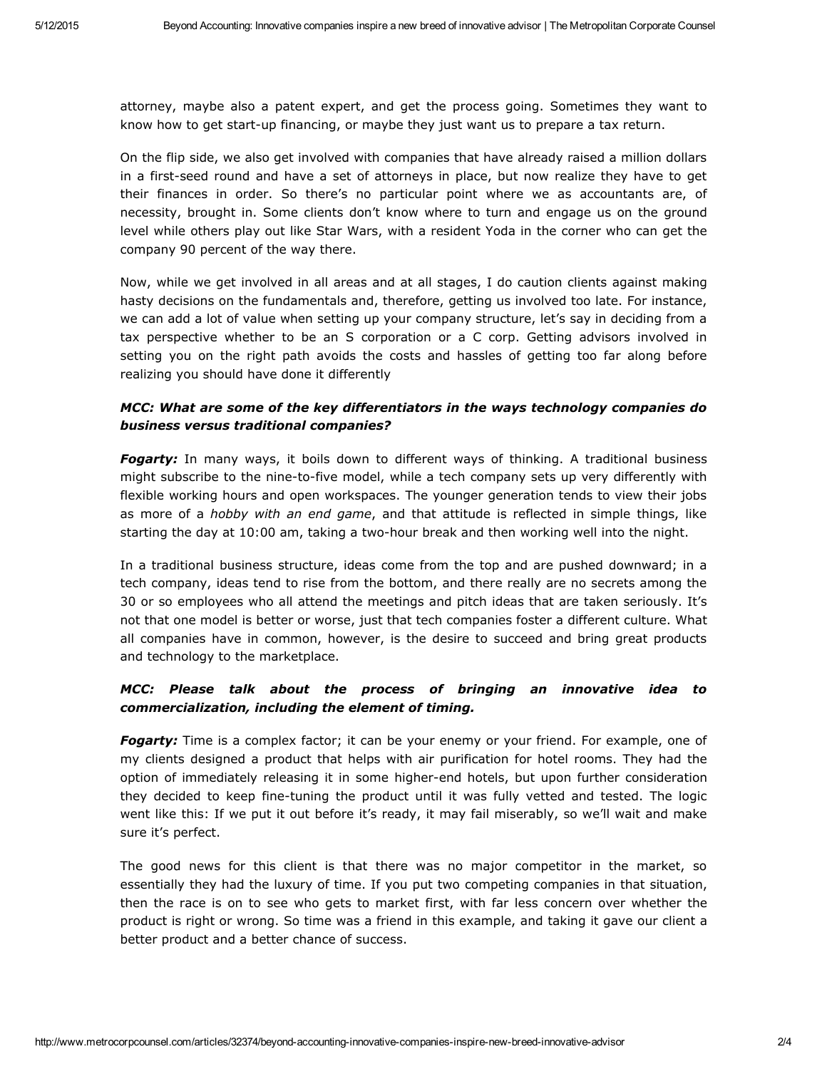attorney, maybe also a patent expert, and get the process going. Sometimes they want to know how to get start-up financing, or maybe they just want us to prepare a tax return.

On the flip side, we also get involved with companies that have already raised a million dollars in a first-seed round and have a set of attorneys in place, but now realize they have to get their finances in order. So there's no particular point where we as accountants are, of necessity, brought in. Some clients don't know where to turn and engage us on the ground level while others play out like Star Wars, with a resident Yoda in the corner who can get the company 90 percent of the way there.

Now, while we get involved in all areas and at all stages, I do caution clients against making hasty decisions on the fundamentals and, therefore, getting us involved too late. For instance, we can add a lot of value when setting up your company structure, let's say in deciding from a tax perspective whether to be an S corporation or a C corp. Getting advisors involved in setting you on the right path avoids the costs and hassles of getting too far along before realizing you should have done it differently

***MCC: What are some of the key differentiators in the ways technology companies do business versus traditional companies?***

***Fogarty:*** In many ways, it boils down to different ways of thinking. A traditional business might subscribe to the nine-to-five model, while a tech company sets up very differently with flexible working hours and open workspaces. The younger generation tends to view their jobs as more of a *hobby with an end game*, and that attitude is reflected in simple things, like starting the day at 10:00 am, taking a two-hour break and then working well into the night.

In a traditional business structure, ideas come from the top and are pushed downward; in a tech company, ideas tend to rise from the bottom, and there really are no secrets among the 30 or so employees who all attend the meetings and pitch ideas that are taken seriously. It's not that one model is better or worse, just that tech companies foster a different culture. What all companies have in common, however, is the desire to succeed and bring great products and technology to the marketplace.

***MCC: Please talk about the process of bringing an innovative idea to commercialization, including the element of timing.***

***Fogarty:*** Time is a complex factor; it can be your enemy or your friend. For example, one of my clients designed a product that helps with air purification for hotel rooms. They had the option of immediately releasing it in some higher-end hotels, but upon further consideration they decided to keep fine-tuning the product until it was fully vetted and tested. The logic went like this: If we put it out before it's ready, it may fail miserably, so we'll wait and make sure it's perfect.

The good news for this client is that there was no major competitor in the market, so essentially they had the luxury of time. If you put two competing companies in that situation, then the race is on to see who gets to market first, with far less concern over whether the product is right or wrong. So time was a friend in this example, and taking it gave our client a better product and a better chance of success.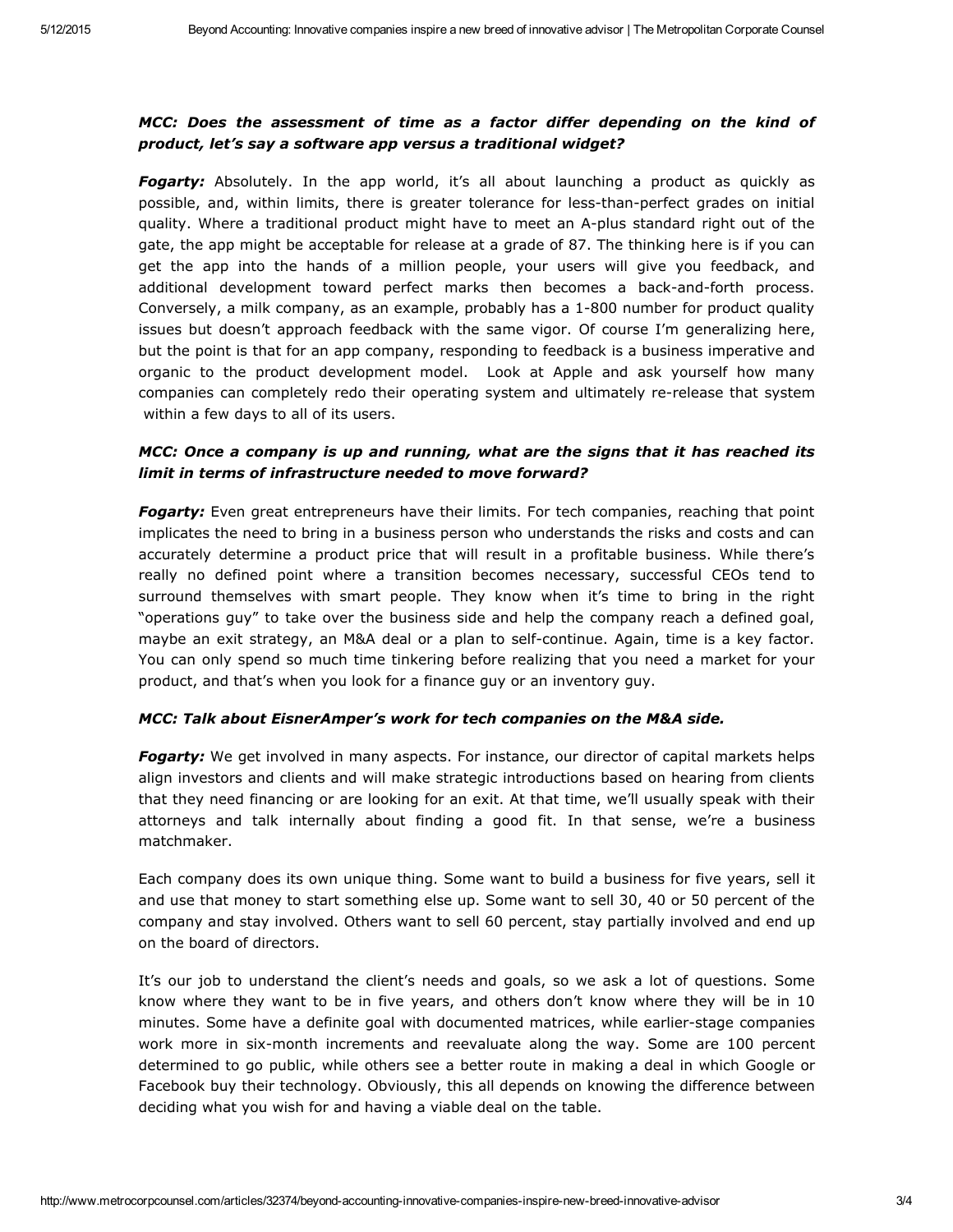***MCC: Does the assessment of time as a factor differ depending on the kind of product, let's say a software app versus a traditional widget?***

***Fogarty:*** Absolutely. In the app world, it's all about launching a product as quickly as possible, and, within limits, there is greater tolerance for less-than-perfect grades on initial quality. Where a traditional product might have to meet an A-plus standard right out of the gate, the app might be acceptable for release at a grade of 87. The thinking here is if you can get the app into the hands of a million people, your users will give you feedback, and additional development toward perfect marks then becomes a back-and-forth process. Conversely, a milk company, as an example, probably has a 1-800 number for product quality issues but doesn't approach feedback with the same vigor. Of course I'm generalizing here, but the point is that for an app company, responding to feedback is a business imperative and organic to the product development model. Look at Apple and ask yourself how many companies can completely redo their operating system and ultimately re-release that system within a few days to all of its users.

***MCC: Once a company is up and running, what are the signs that it has reached its limit in terms of infrastructure needed to move forward?***

***Fogarty:*** Even great entrepreneurs have their limits. For tech companies, reaching that point implicates the need to bring in a business person who understands the risks and costs and can accurately determine a product price that will result in a profitable business. While there's really no defined point where a transition becomes necessary, successful CEOs tend to surround themselves with smart people. They know when it's time to bring in the right "operations guy" to take over the business side and help the company reach a defined goal, maybe an exit strategy, an M&A deal or a plan to self-continue. Again, time is a key factor. You can only spend so much time tinkering before realizing that you need a market for your product, and that's when you look for a finance guy or an inventory guy.

***MCC: Talk about EisnerAmper's work for tech companies on the M&A side.***

***Fogarty:*** We get involved in many aspects. For instance, our director of capital markets helps align investors and clients and will make strategic introductions based on hearing from clients that they need financing or are looking for an exit. At that time, we'll usually speak with their attorneys and talk internally about finding a good fit. In that sense, we're a business matchmaker.

Each company does its own unique thing. Some want to build a business for five years, sell it and use that money to start something else up. Some want to sell 30, 40 or 50 percent of the company and stay involved. Others want to sell 60 percent, stay partially involved and end up on the board of directors.

It's our job to understand the client's needs and goals, so we ask a lot of questions. Some know where they want to be in five years, and others don't know where they will be in 10 minutes. Some have a definite goal with documented matrices, while earlier-stage companies work more in six-month increments and reevaluate along the way. Some are 100 percent determined to go public, while others see a better route in making a deal in which Google or Facebook buy their technology. Obviously, this all depends on knowing the difference between deciding what you wish for and having a viable deal on the table.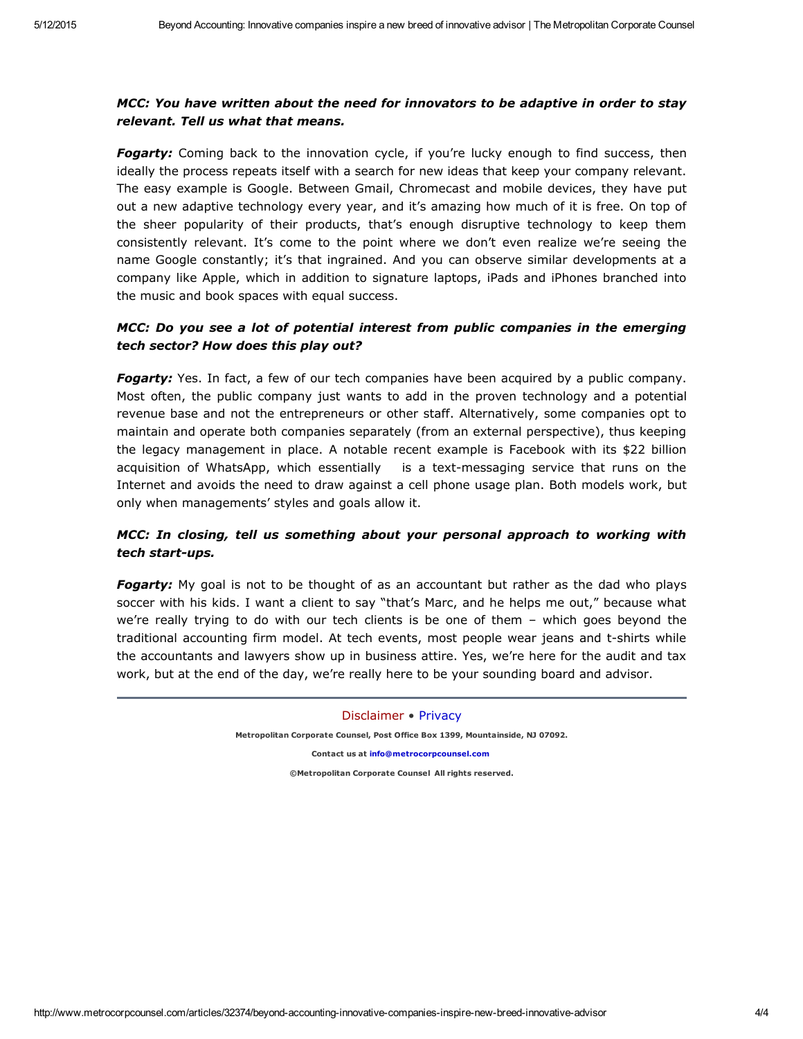***MCC: You have written about the need for innovators to be adaptive in order to stay relevant. Tell us what that means.***

***Fogarty:*** Coming back to the innovation cycle, if you're lucky enough to find success, then ideally the process repeats itself with a search for new ideas that keep your company relevant. The easy example is Google. Between Gmail, Chromecast and mobile devices, they have put out a new adaptive technology every year, and it's amazing how much of it is free. On top of the sheer popularity of their products, that's enough disruptive technology to keep them consistently relevant. It's come to the point where we don't even realize we're seeing the name Google constantly; it's that ingrained. And you can observe similar developments at a company like Apple, which in addition to signature laptops, iPads and iPhones branched into the music and book spaces with equal success.

***MCC: Do you see a lot of potential interest from public companies in the emerging tech sector? How does this play out?***

***Fogarty:*** Yes. In fact, a few of our tech companies have been acquired by a public company. Most often, the public company just wants to add in the proven technology and a potential revenue base and not the entrepreneurs or other staff. Alternatively, some companies opt to maintain and operate both companies separately (from an external perspective), thus keeping the legacy management in place. A notable recent example is Facebook with its $22 billion acquisition of WhatsApp, which essentially is a text-messaging service that runs on the Internet and avoids the need to draw against a cell phone usage plan. Both models work, but only when managements' styles and goals allow it.

***MCC: In closing, tell us something about your personal approach to working with tech start-ups.***

***Fogarty:*** My goal is not to be thought of as an accountant but rather as the dad who plays soccer with his kids. I want a client to say "that's Marc, and he helps me out," because what we're really trying to do with our tech clients is be one of them – which goes beyond the traditional accounting firm model. At tech events, most people wear jeans and t-shirts while the accountants and lawyers show up in business attire. Yes, we're here for the audit and tax work, but at the end of the day, we're really here to be your sounding board and advisor.

---

Disclaimer • Privacy

**Metropolitan Corporate Counsel, Post Office Box 1399, Mountainside, NJ 07092.**

**Contact us at info@metrocorpcounsel.com**

**©Metropolitan Corporate Counsel All rights reserved.**